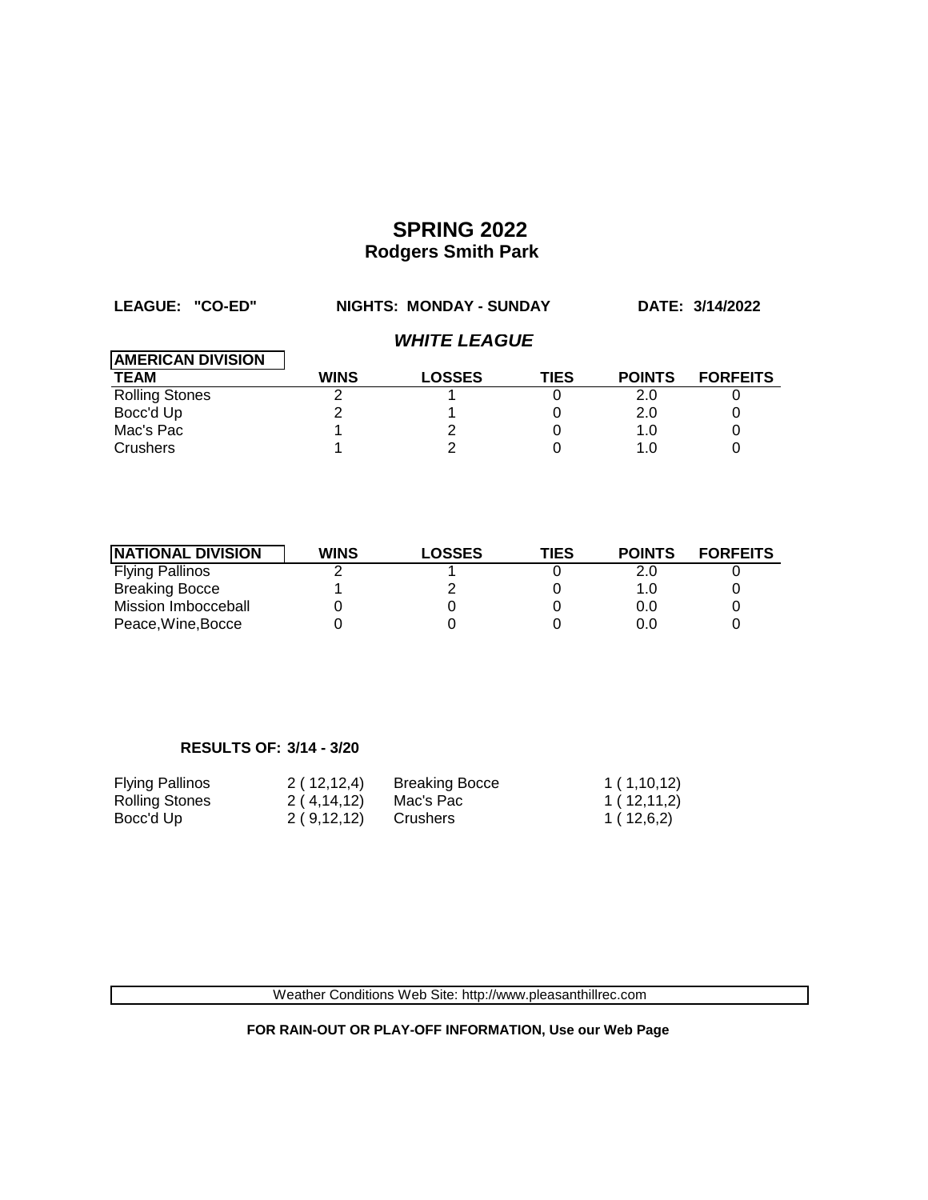# SPRING 2022
## Rodgers Smith Park

**LEAGUE: "CO-ED"** **NIGHTS: MONDAY - SUNDAY** **DATE: 3/14/2022**

### *WHITE LEAGUE*

| AMERICAN DIVISION TEAM | WINS | LOSSES | TIES | POINTS | FORFEITS |
|---|---|---|---|---|---|
| Rolling Stones | 2 | 1 | 0 | 2.0 | 0 |
| Bocc'd Up | 2 | 1 | 0 | 2.0 | 0 |
| Mac's Pac | 1 | 2 | 0 | 1.0 | 0 |
| Crushers | 1 | 2 | 0 | 1.0 | 0 |

| NATIONAL DIVISION | WINS | LOSSES | TIES | POINTS | FORFEITS |
|---|---|---|---|---|---|
| Flying Pallinos | 2 | 1 | 0 | 2.0 | 0 |
| Breaking Bocce | 1 | 2 | 0 | 1.0 | 0 |
| Mission Imbocceball | 0 | 0 | 0 | 0.0 | 0 |
| Peace,Wine,Bocce | 0 | 0 | 0 | 0.0 | 0 |

**RESULTS OF: 3/14 - 3/20**

| | | | |
|---|---|---|---|
| Flying Pallinos | 2 ( 12,12,4) | Breaking Bocce | 1 ( 1,10,12) |
| Rolling Stones | 2 ( 4,14,12) | Mac's Pac | 1 ( 12,11,2) |
| Bocc'd Up | 2 ( 9,12,12) | Crushers | 1 ( 12,6,2) |

Weather Conditions Web Site: http://www.pleasanthillrec.com

**FOR RAIN-OUT OR PLAY-OFF INFORMATION, Use our Web Page**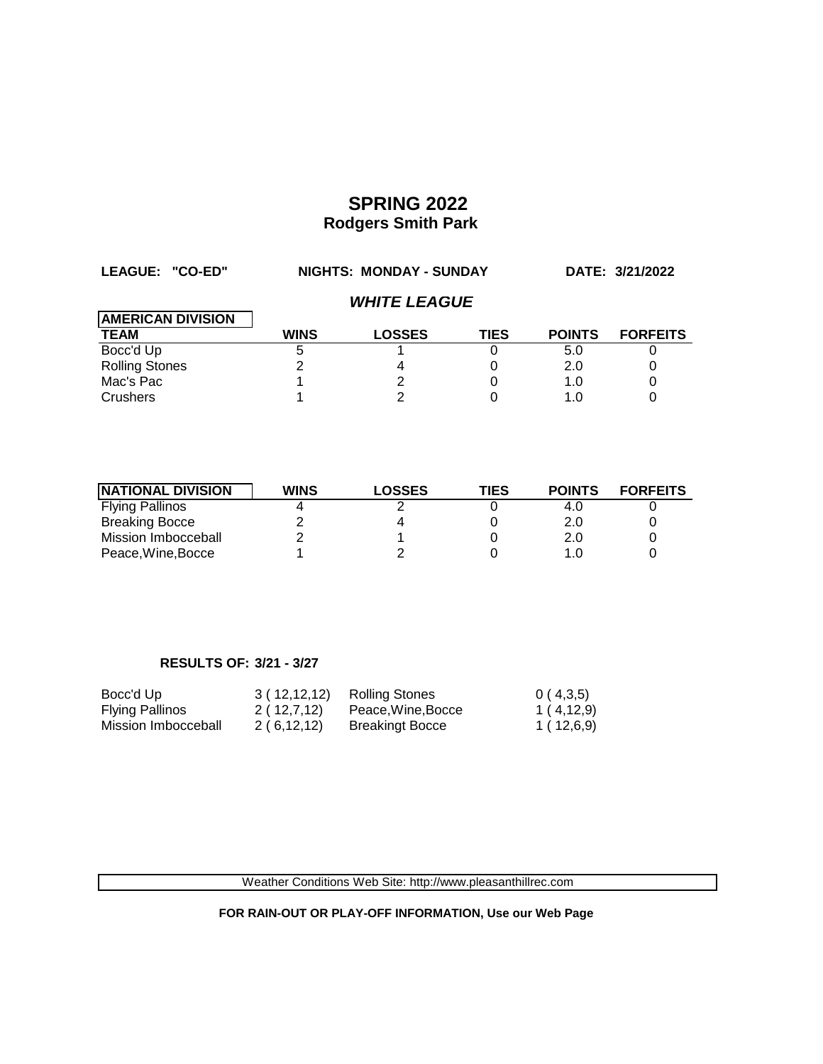# SPRING 2022
## Rodgers Smith Park

**LEAGUE: "CO-ED"** **NIGHTS: MONDAY - SUNDAY** **DATE: 3/21/2022**

### *WHITE LEAGUE*

| AMERICAN DIVISION<br>TEAM | WINS | LOSSES | TIES | POINTS | FORFEITS |
|---|---|---|---|---|---|
| Bocc'd Up | 5 | 1 | 0 | 5.0 | 0 |
| Rolling Stones | 2 | 4 | 0 | 2.0 | 0 |
| Mac's Pac | 1 | 2 | 0 | 1.0 | 0 |
| Crushers | 1 | 2 | 0 | 1.0 | 0 |

| NATIONAL DIVISION | WINS | LOSSES | TIES | POINTS | FORFEITS |
|---|---|---|---|---|---|
| Flying Pallinos | 4 | 2 | 0 | 4.0 | 0 |
| Breaking Bocce | 2 | 4 | 0 | 2.0 | 0 |
| Mission Imbocceball | 2 | 1 | 0 | 2.0 | 0 |
| Peace,Wine,Bocce | 1 | 2 | 0 | 1.0 | 0 |

**RESULTS OF: 3/21 - 3/27**

| | | | |
|---|---|---|---|
| Bocc'd Up | 3 ( 12,12,12) | Rolling Stones | 0 ( 4,3,5) |
| Flying Pallinos | 2 ( 12,7,12) | Peace,Wine,Bocce | 1 ( 4,12,9) |
| Mission Imbocceball | 2 ( 6,12,12) | Breakingt Bocce | 1 ( 12,6,9) |

Weather Conditions Web Site: http://www.pleasanthillrec.com

**FOR RAIN-OUT OR PLAY-OFF INFORMATION, Use our Web Page**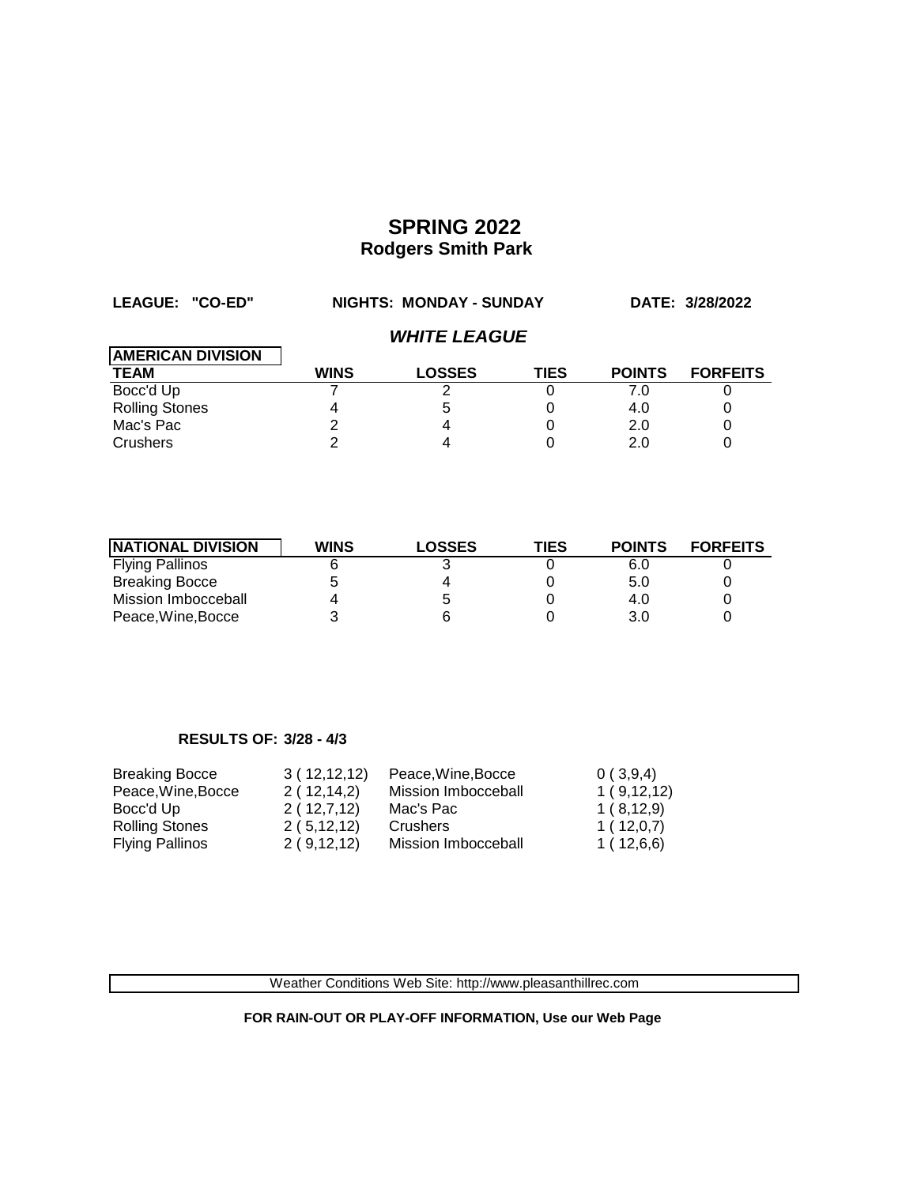# SPRING 2022
## Rodgers Smith Park

**LEAGUE: "CO-ED"** **NIGHTS: MONDAY - SUNDAY** **DATE: 3/28/2022**

### *WHITE LEAGUE*

| AMERICAN DIVISION TEAM | WINS | LOSSES | TIES | POINTS | FORFEITS |
|---|---|---|---|---|---|
| Bocc'd Up | 7 | 2 | 0 | 7.0 | 0 |
| Rolling Stones | 4 | 5 | 0 | 4.0 | 0 |
| Mac's Pac | 2 | 4 | 0 | 2.0 | 0 |
| Crushers | 2 | 4 | 0 | 2.0 | 0 |

| NATIONAL DIVISION | WINS | LOSSES | TIES | POINTS | FORFEITS |
|---|---|---|---|---|---|
| Flying Pallinos | 6 | 3 | 0 | 6.0 | 0 |
| Breaking Bocce | 5 | 4 | 0 | 5.0 | 0 |
| Mission Imbocceball | 4 | 5 | 0 | 4.0 | 0 |
| Peace,Wine,Bocce | 3 | 6 | 0 | 3.0 | 0 |

**RESULTS OF: 3/28 - 4/3**

| | | | |
|---|---|---|---|
| Breaking Bocce | 3 ( 12,12,12) | Peace,Wine,Bocce | 0 ( 3,9,4) |
| Peace,Wine,Bocce | 2 ( 12,14,2) | Mission Imbocceball | 1 ( 9,12,12) |
| Bocc'd Up | 2 ( 12,7,12) | Mac's Pac | 1 ( 8,12,9) |
| Rolling Stones | 2 ( 5,12,12) | Crushers | 1 ( 12,0,7) |
| Flying Pallinos | 2 ( 9,12,12) | Mission Imbocceball | 1 ( 12,6,6) |

Weather Conditions Web Site: http://www.pleasanthillrec.com

**FOR RAIN-OUT OR PLAY-OFF INFORMATION, Use our Web Page**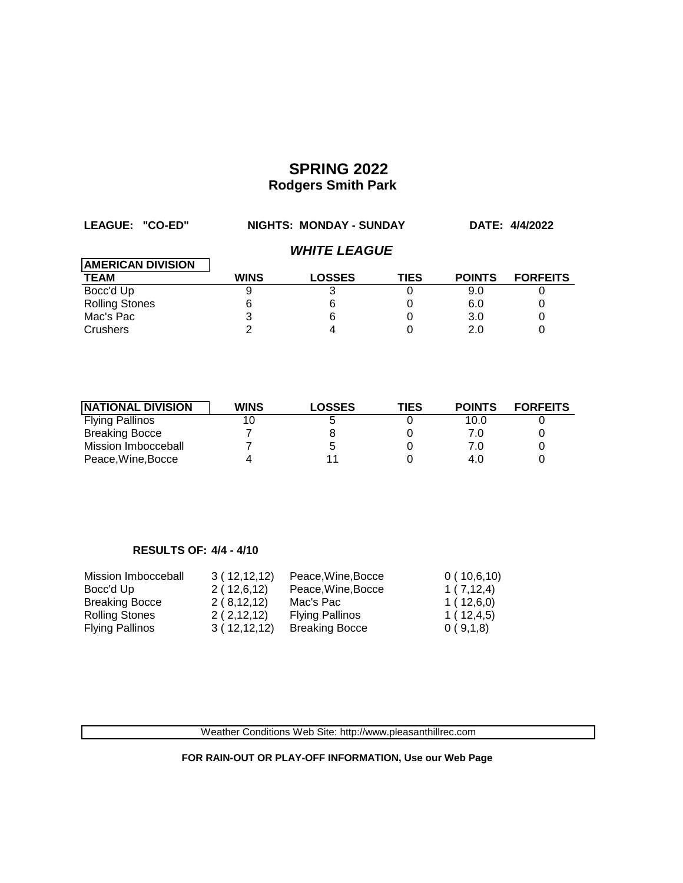# SPRING 2022
## Rodgers Smith Park

**LEAGUE: "CO-ED"** **NIGHTS: MONDAY - SUNDAY** **DATE: 4/4/2022**

### *WHITE LEAGUE*

| AMERICAN DIVISION TEAM | WINS | LOSSES | TIES | POINTS | FORFEITS |
|---|---|---|---|---|---|
| Bocc'd Up | 9 | 3 | 0 | 9.0 | 0 |
| Rolling Stones | 6 | 6 | 0 | 6.0 | 0 |
| Mac's Pac | 3 | 6 | 0 | 3.0 | 0 |
| Crushers | 2 | 4 | 0 | 2.0 | 0 |

| NATIONAL DIVISION | WINS | LOSSES | TIES | POINTS | FORFEITS |
|---|---|---|---|---|---|
| Flying Pallinos | 10 | 5 | 0 | 10.0 | 0 |
| Breaking Bocce | 7 | 8 | 0 | 7.0 | 0 |
| Mission Imbocceball | 7 | 5 | 0 | 7.0 | 0 |
| Peace,Wine,Bocce | 4 | 11 | 0 | 4.0 | 0 |

**RESULTS OF: 4/4 - 4/10**

| | | | |
|---|---|---|---|
| Mission Imbocceball | 3 ( 12,12,12) | Peace,Wine,Bocce | 0 ( 10,6,10) |
| Bocc'd Up | 2 ( 12,6,12) | Peace,Wine,Bocce | 1 ( 7,12,4) |
| Breaking Bocce | 2 ( 8,12,12) | Mac's Pac | 1 ( 12,6,0) |
| Rolling Stones | 2 ( 2,12,12) | Flying Pallinos | 1 ( 12,4,5) |
| Flying Pallinos | 3 ( 12,12,12) | Breaking Bocce | 0 ( 9,1,8) |

Weather Conditions Web Site: http://www.pleasanthillrec.com

**FOR RAIN-OUT OR PLAY-OFF INFORMATION, Use our Web Page**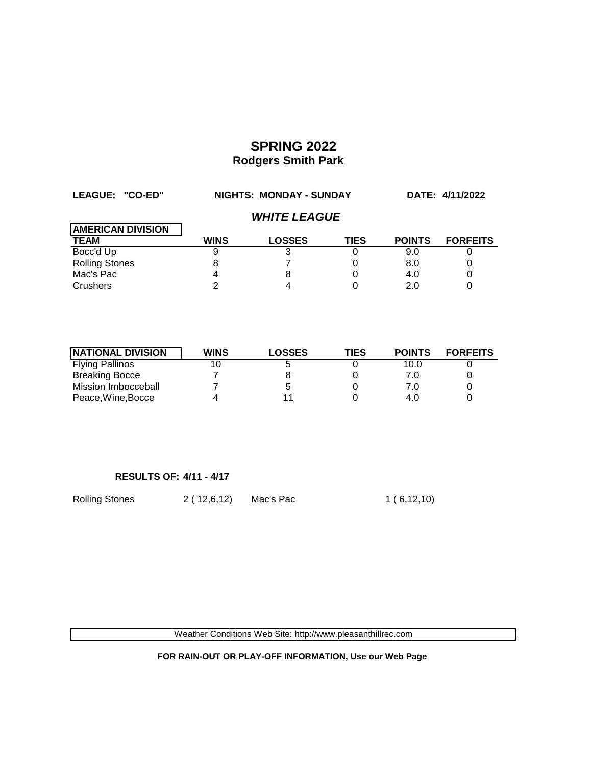# SPRING 2022
## Rodgers Smith Park

**LEAGUE: "CO-ED"** **NIGHTS: MONDAY - SUNDAY** **DATE: 4/11/2022**

### *WHITE LEAGUE*

| AMERICAN DIVISION TEAM | WINS | LOSSES | TIES | POINTS | FORFEITS |
|---|---|---|---|---|---|
| Bocc'd Up | 9 | 3 | 0 | 9.0 | 0 |
| Rolling Stones | 8 | 7 | 0 | 8.0 | 0 |
| Mac's Pac | 4 | 8 | 0 | 4.0 | 0 |
| Crushers | 2 | 4 | 0 | 2.0 | 0 |

| NATIONAL DIVISION | WINS | LOSSES | TIES | POINTS | FORFEITS |
|---|---|---|---|---|---|
| Flying Pallinos | 10 | 5 | 0 | 10.0 | 0 |
| Breaking Bocce | 7 | 8 | 0 | 7.0 | 0 |
| Mission Imbocceball | 7 | 5 | 0 | 7.0 | 0 |
| Peace,Wine,Bocce | 4 | 11 | 0 | 4.0 | 0 |

**RESULTS OF: 4/11 - 4/17**

| | | | |
|---|---|---|---|
| Rolling Stones | 2 ( 12,6,12) | Mac's Pac | 1 ( 6,12,10) |

Weather Conditions Web Site: http://www.pleasanthillrec.com

**FOR RAIN-OUT OR PLAY-OFF INFORMATION, Use our Web Page**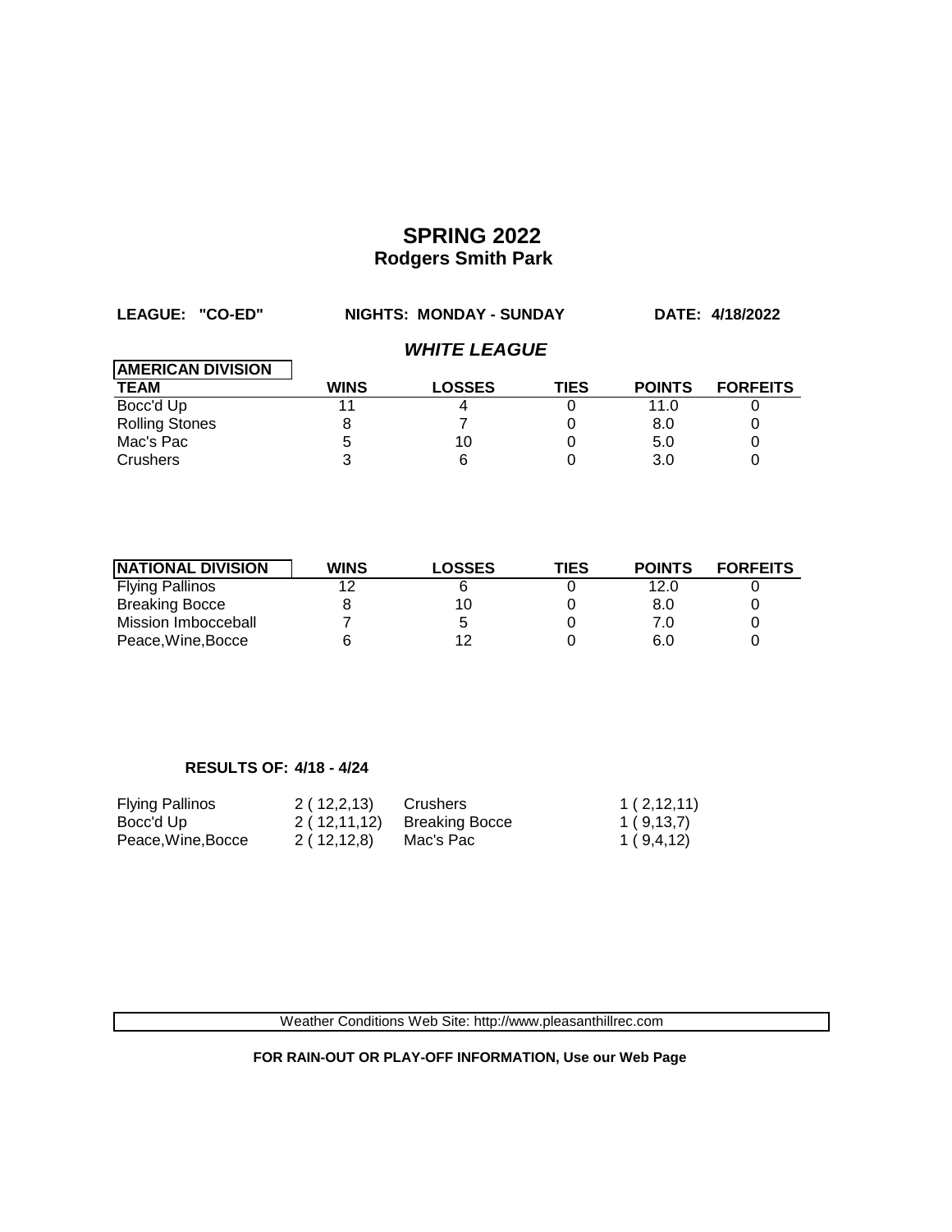# SPRING 2022
## Rodgers Smith Park

**LEAGUE: "CO-ED"** **NIGHTS: MONDAY - SUNDAY** **DATE: 4/18/2022**

### *WHITE LEAGUE*

| AMERICAN DIVISION TEAM | WINS | LOSSES | TIES | POINTS | FORFEITS |
|---|---|---|---|---|---|
| Bocc'd Up | 11 | 4 | 0 | 11.0 | 0 |
| Rolling Stones | 8 | 7 | 0 | 8.0 | 0 |
| Mac's Pac | 5 | 10 | 0 | 5.0 | 0 |
| Crushers | 3 | 6 | 0 | 3.0 | 0 |

| NATIONAL DIVISION | WINS | LOSSES | TIES | POINTS | FORFEITS |
|---|---|---|---|---|---|
| Flying Pallinos | 12 | 6 | 0 | 12.0 | 0 |
| Breaking Bocce | 8 | 10 | 0 | 8.0 | 0 |
| Mission Imbocceball | 7 | 5 | 0 | 7.0 | 0 |
| Peace,Wine,Bocce | 6 | 12 | 0 | 6.0 | 0 |

**RESULTS OF: 4/18 - 4/24**

| | | | |
|---|---|---|---|
| Flying Pallinos | 2 ( 12,2,13) | Crushers | 1 ( 2,12,11) |
| Bocc'd Up | 2 ( 12,11,12) | Breaking Bocce | 1 ( 9,13,7) |
| Peace,Wine,Bocce | 2 ( 12,12,8) | Mac's Pac | 1 ( 9,4,12) |

Weather Conditions Web Site: http://www.pleasanthillrec.com

**FOR RAIN-OUT OR PLAY-OFF INFORMATION, Use our Web Page**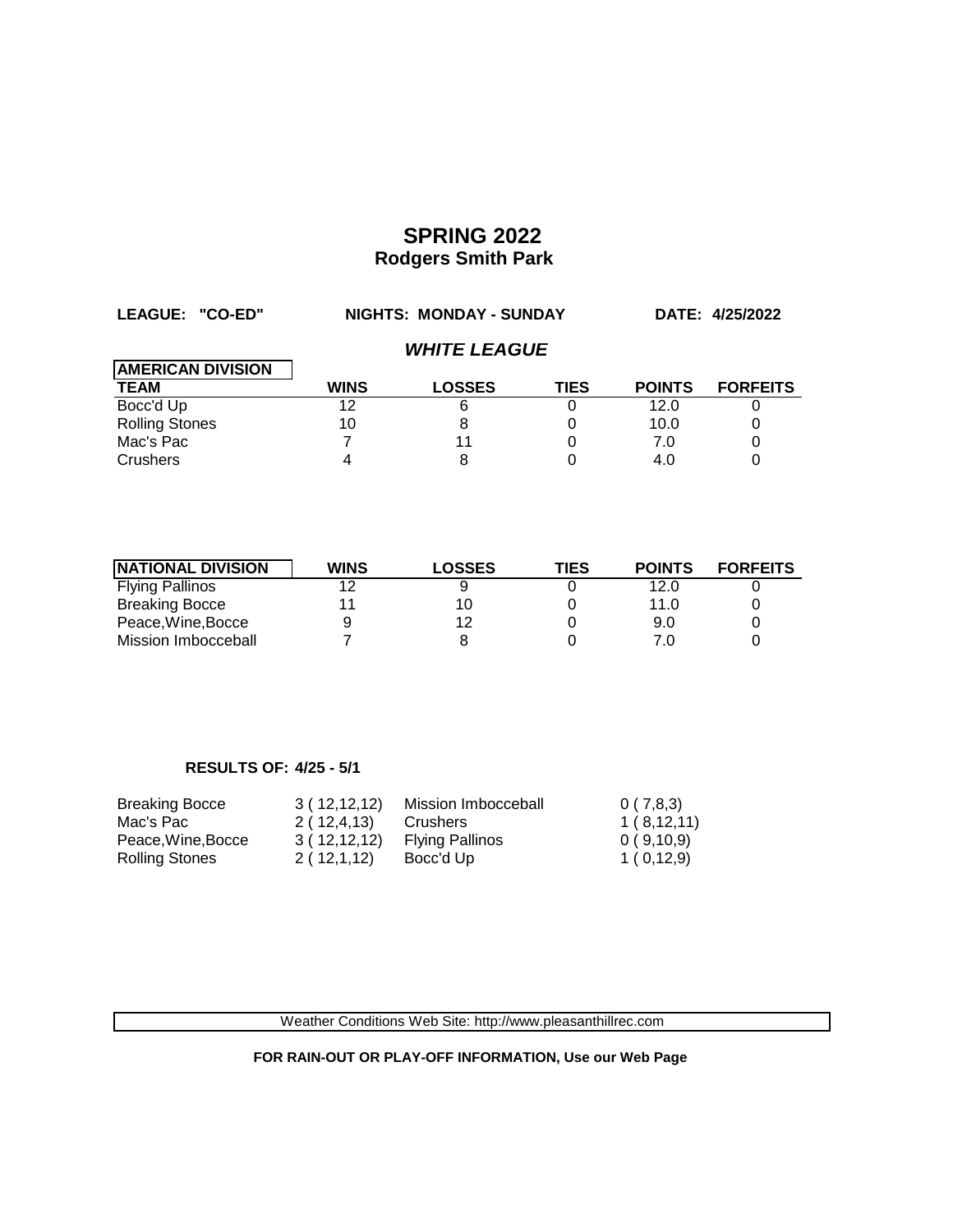# SPRING 2022
## Rodgers Smith Park

**LEAGUE: "CO-ED"** **NIGHTS: MONDAY - SUNDAY** **DATE: 4/25/2022**

### *WHITE LEAGUE*

| AMERICAN DIVISION | | | | | |
|---|---|---|---|---|---|
| **TEAM** | **WINS** | **LOSSES** | **TIES** | **POINTS** | **FORFEITS** |
| Bocc'd Up | 12 | 6 | 0 | 12.0 | 0 |
| Rolling Stones | 10 | 8 | 0 | 10.0 | 0 |
| Mac's Pac | 7 | 11 | 0 | 7.0 | 0 |
| Crushers | 4 | 8 | 0 | 4.0 | 0 |

| NATIONAL DIVISION | WINS | LOSSES | TIES | POINTS | FORFEITS |
|---|---|---|---|---|---|
| Flying Pallinos | 12 | 9 | 0 | 12.0 | 0 |
| Breaking Bocce | 11 | 10 | 0 | 11.0 | 0 |
| Peace,Wine,Bocce | 9 | 12 | 0 | 9.0 | 0 |
| Mission Imbocceball | 7 | 8 | 0 | 7.0 | 0 |

**RESULTS OF: 4/25 - 5/1**

| | | | |
|---|---|---|---|
| Breaking Bocce | 3 ( 12,12,12) | Mission Imbocceball | 0 ( 7,8,3) |
| Mac's Pac | 2 ( 12,4,13) | Crushers | 1 ( 8,12,11) |
| Peace,Wine,Bocce | 3 ( 12,12,12) | Flying Pallinos | 0 ( 9,10,9) |
| Rolling Stones | 2 ( 12,1,12) | Bocc'd Up | 1 ( 0,12,9) |

Weather Conditions Web Site: http://www.pleasanthillrec.com

**FOR RAIN-OUT OR PLAY-OFF INFORMATION, Use our Web Page**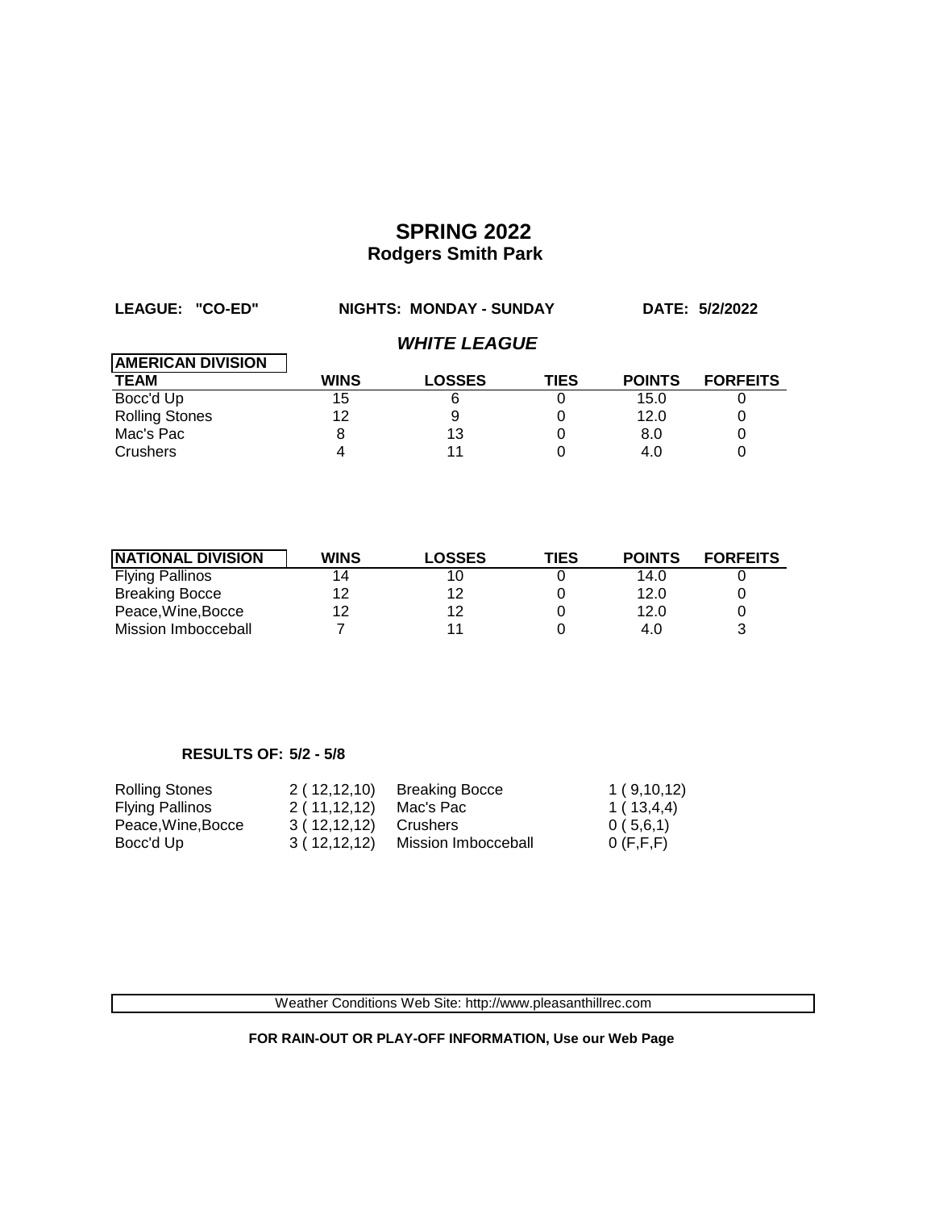# SPRING 2022
## Rodgers Smith Park

**LEAGUE: "CO-ED"** **NIGHTS: MONDAY - SUNDAY** **DATE: 5/2/2022**

### *WHITE LEAGUE*

| AMERICAN DIVISION TEAM | WINS | LOSSES | TIES | POINTS | FORFEITS |
|---|---|---|---|---|---|
| Bocc'd Up | 15 | 6 | 0 | 15.0 | 0 |
| Rolling Stones | 12 | 9 | 0 | 12.0 | 0 |
| Mac's Pac | 8 | 13 | 0 | 8.0 | 0 |
| Crushers | 4 | 11 | 0 | 4.0 | 0 |

| NATIONAL DIVISION | WINS | LOSSES | TIES | POINTS | FORFEITS |
|---|---|---|---|---|---|
| Flying Pallinos | 14 | 10 | 0 | 14.0 | 0 |
| Breaking Bocce | 12 | 12 | 0 | 12.0 | 0 |
| Peace,Wine,Bocce | 12 | 12 | 0 | 12.0 | 0 |
| Mission Imbocceball | 7 | 11 | 0 | 4.0 | 3 |

**RESULTS OF: 5/2 - 5/8**

| | | | |
|---|---|---|---|
| Rolling Stones | 2 ( 12,12,10) | Breaking Bocce | 1 ( 9,10,12) |
| Flying Pallinos | 2 ( 11,12,12) | Mac's Pac | 1 ( 13,4,4) |
| Peace,Wine,Bocce | 3 ( 12,12,12) | Crushers | 0 ( 5,6,1) |
| Bocc'd Up | 3 ( 12,12,12) | Mission Imbocceball | 0 (F,F,F) |

Weather Conditions Web Site: http://www.pleasanthillrec.com

**FOR RAIN-OUT OR PLAY-OFF INFORMATION, Use our Web Page**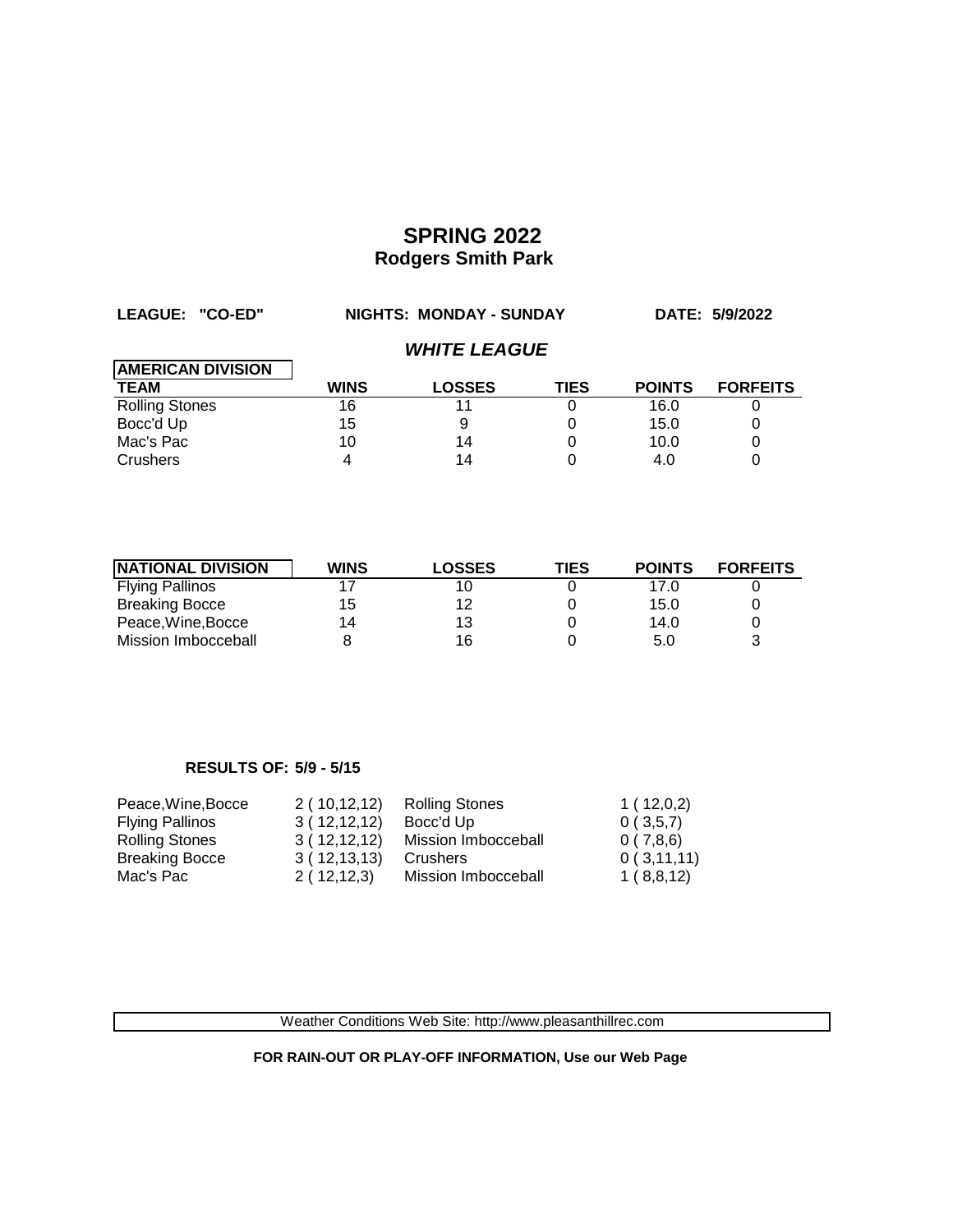# SPRING 2022

## Rodgers Smith Park

**LEAGUE: "CO-ED"** **NIGHTS: MONDAY - SUNDAY** **DATE: 5/9/2022**

### *WHITE LEAGUE*

| **AMERICAN DIVISION** | | | | | |
|---|---|---|---|---|---|
| **TEAM** | **WINS** | **LOSSES** | **TIES** | **POINTS** | **FORFEITS** |
| Rolling Stones | 16 | 11 | 0 | 16.0 | 0 |
| Bocc'd Up | 15 | 9 | 0 | 15.0 | 0 |
| Mac's Pac | 10 | 14 | 0 | 10.0 | 0 |
| Crushers | 4 | 14 | 0 | 4.0 | 0 |

| **NATIONAL DIVISION** | **WINS** | **LOSSES** | **TIES** | **POINTS** | **FORFEITS** |
|---|---|---|---|---|---|
| Flying Pallinos | 17 | 10 | 0 | 17.0 | 0 |
| Breaking Bocce | 15 | 12 | 0 | 15.0 | 0 |
| Peace,Wine,Bocce | 14 | 13 | 0 | 14.0 | 0 |
| Mission Imbocceball | 8 | 16 | 0 | 5.0 | 3 |

**RESULTS OF: 5/9 - 5/15**

| | | | |
|---|---|---|---|
| Peace,Wine,Bocce | 2 ( 10,12,12) | Rolling Stones | 1 ( 12,0,2) |
| Flying Pallinos | 3 ( 12,12,12) | Bocc'd Up | 0 ( 3,5,7) |
| Rolling Stones | 3 ( 12,12,12) | Mission Imbocceball | 0 ( 7,8,6) |
| Breaking Bocce | 3 ( 12,13,13) | Crushers | 0 ( 3,11,11) |
| Mac's Pac | 2 ( 12,12,3) | Mission Imbocceball | 1 ( 8,8,12) |

Weather Conditions Web Site: http://www.pleasanthillrec.com

**FOR RAIN-OUT OR PLAY-OFF INFORMATION, Use our Web Page**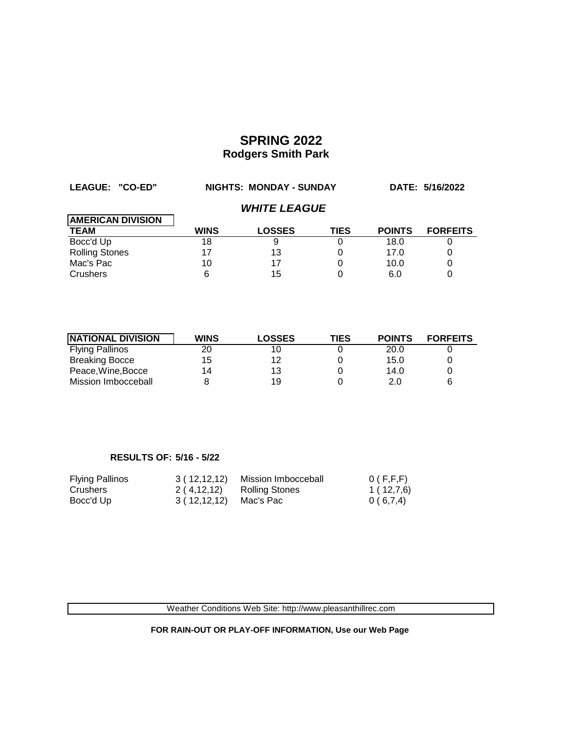# SPRING 2022
## Rodgers Smith Park

**LEAGUE: "CO-ED"** **NIGHTS: MONDAY - SUNDAY** **DATE: 5/16/2022**

### *WHITE LEAGUE*

| AMERICAN DIVISION TEAM | WINS | LOSSES | TIES | POINTS | FORFEITS |
|---|---|---|---|---|---|
| Bocc'd Up | 18 | 9 | 0 | 18.0 | 0 |
| Rolling Stones | 17 | 13 | 0 | 17.0 | 0 |
| Mac's Pac | 10 | 17 | 0 | 10.0 | 0 |
| Crushers | 6 | 15 | 0 | 6.0 | 0 |

| NATIONAL DIVISION | WINS | LOSSES | TIES | POINTS | FORFEITS |
|---|---|---|---|---|---|
| Flying Pallinos | 20 | 10 | 0 | 20.0 | 0 |
| Breaking Bocce | 15 | 12 | 0 | 15.0 | 0 |
| Peace,Wine,Bocce | 14 | 13 | 0 | 14.0 | 0 |
| Mission Imbocceball | 8 | 19 | 0 | 2.0 | 6 |

**RESULTS OF: 5/16 - 5/22**

| | | | |
|---|---|---|---|
| Flying Pallinos | 3 ( 12,12,12) | Mission Imbocceball | 0 ( F,F,F) |
| Crushers | 2 ( 4,12,12) | Rolling Stones | 1 ( 12,7,6) |
| Bocc'd Up | 3 ( 12,12,12) | Mac's Pac | 0 ( 6,7,4) |

Weather Conditions Web Site: http://www.pleasanthillrec.com

**FOR RAIN-OUT OR PLAY-OFF INFORMATION, Use our Web Page**